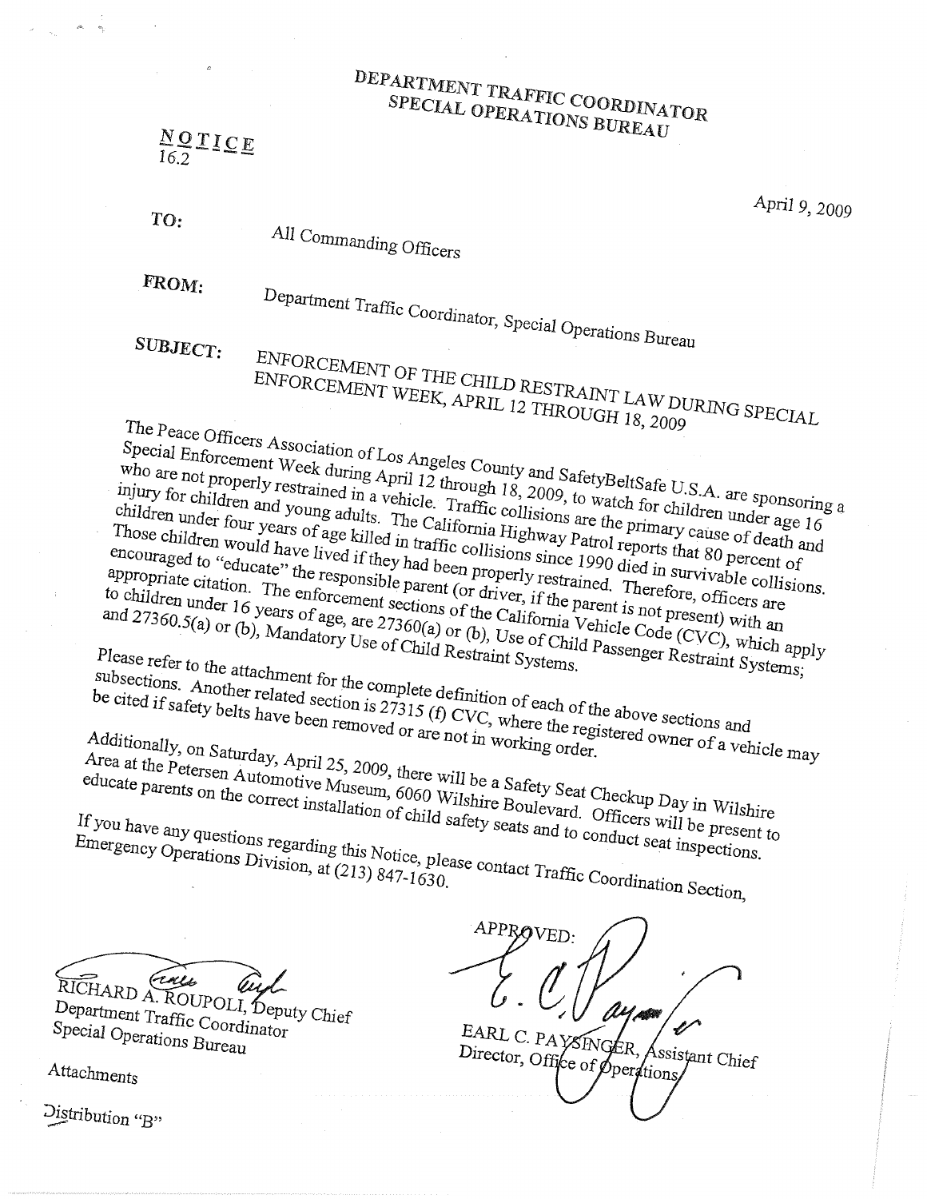# DEPARTMENT TRAFFIC COORDINATOR
## SPECIAL OPERATIONS BUREAU

**NOTICE**
16.2

April 9, 2009

**TO:** All Commanding Officers

**FROM:** Department Traffic Coordinator, Special Operations Bureau

**SUBJECT:** ENFORCEMENT OF THE CHILD RESTRAINT LAW DURING SPECIAL ENFORCEMENT WEEK, APRIL 12 THROUGH 18, 2009

The Peace Officers Association of Los Angeles County and SafetyBeltSafe U.S.A. are sponsoring a Special Enforcement Week during April 12 through 18, 2009, to watch for children under age 16 who are not properly restrained in a vehicle. Traffic collisions are the primary cause of death and injury for children and young adults. The California Highway Patrol reports that 80 percent of children under four years of age killed in traffic collisions since 1990 died in survivable collisions. Those children would have lived if they had been properly restrained. Therefore, officers are encouraged to "educate" the responsible parent (or driver, if the parent is not present) with an appropriate citation. The enforcement sections of the California Vehicle Code (CVC), which apply to children under 16 years of age, are 27360(a) or (b), Use of Child Passenger Restraint Systems; and 27360.5(a) or (b), Mandatory Use of Child Restraint Systems.

Please refer to the attachment for the complete definition of each of the above sections and subsections. Another related section is 27315 (f) CVC, where the registered owner of a vehicle may be cited if safety belts have been removed or are not in working order.

Additionally, on Saturday, April 25, 2009, there will be a Safety Seat Checkup Day in Wilshire Area at the Petersen Automotive Museum, 6060 Wilshire Boulevard. Officers will be present to educate parents on the correct installation of child safety seats and to conduct seat inspections.

If you have any questions regarding this Notice, please contact Traffic Coordination Section, Emergency Operations Division, at (213) 847-1630.

RICHARD A. ROUPOLI, Deputy Chief
Department Traffic Coordinator
Special Operations Bureau

APPROVED:

EARL C. PAYSINGER, Assistant Chief
Director, Office of Operations

Attachments

Distribution "B"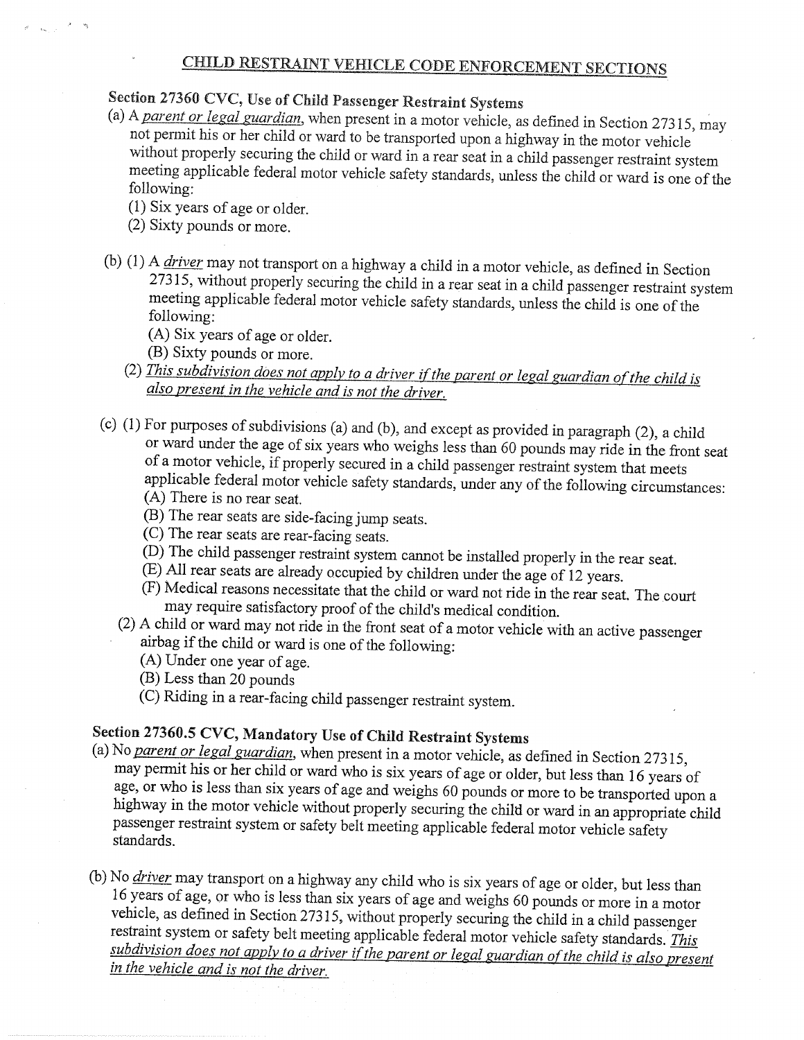# CHILD RESTRAINT VEHICLE CODE ENFORCEMENT SECTIONS

## Section 27360 CVC, Use of Child Passenger Restraint Systems

(a) A *parent or legal guardian*, when present in a motor vehicle, as defined in Section 27315, may not permit his or her child or ward to be transported upon a highway in the motor vehicle without properly securing the child or ward in a rear seat in a child passenger restraint system meeting applicable federal motor vehicle safety standards, unless the child or ward is one of the following:

(1) Six years of age or older.

(2) Sixty pounds or more.

(b) (1) A *driver* may not transport on a highway a child in a motor vehicle, as defined in Section 27315, without properly securing the child in a rear seat in a child passenger restraint system meeting applicable federal motor vehicle safety standards, unless the child is one of the following:

(A) Six years of age or older.

(B) Sixty pounds or more.

(2) *This subdivision does not apply to a driver if the parent or legal guardian of the child is also present in the vehicle and is not the driver.*

(c) (1) For purposes of subdivisions (a) and (b), and except as provided in paragraph (2), a child or ward under the age of six years who weighs less than 60 pounds may ride in the front seat of a motor vehicle, if properly secured in a child passenger restraint system that meets applicable federal motor vehicle safety standards, under any of the following circumstances:

(A) There is no rear seat.

(B) The rear seats are side-facing jump seats.

(C) The rear seats are rear-facing seats.

(D) The child passenger restraint system cannot be installed properly in the rear seat.

(E) All rear seats are already occupied by children under the age of 12 years.

(F) Medical reasons necessitate that the child or ward not ride in the rear seat. The court may require satisfactory proof of the child's medical condition.

(2) A child or ward may not ride in the front seat of a motor vehicle with an active passenger airbag if the child or ward is one of the following:

(A) Under one year of age.

(B) Less than 20 pounds

(C) Riding in a rear-facing child passenger restraint system.

## Section 27360.5 CVC, Mandatory Use of Child Restraint Systems

(a) No *parent or legal guardian*, when present in a motor vehicle, as defined in Section 27315, may permit his or her child or ward who is six years of age or older, but less than 16 years of age, or who is less than six years of age and weighs 60 pounds or more to be transported upon a highway in the motor vehicle without properly securing the child or ward in an appropriate child passenger restraint system or safety belt meeting applicable federal motor vehicle safety standards.

(b) No *driver* may transport on a highway any child who is six years of age or older, but less than 16 years of age, or who is less than six years of age and weighs 60 pounds or more in a motor vehicle, as defined in Section 27315, without properly securing the child in a child passenger restraint system or safety belt meeting applicable federal motor vehicle safety standards. *This subdivision does not apply to a driver if the parent or legal guardian of the child is also present in the vehicle and is not the driver.*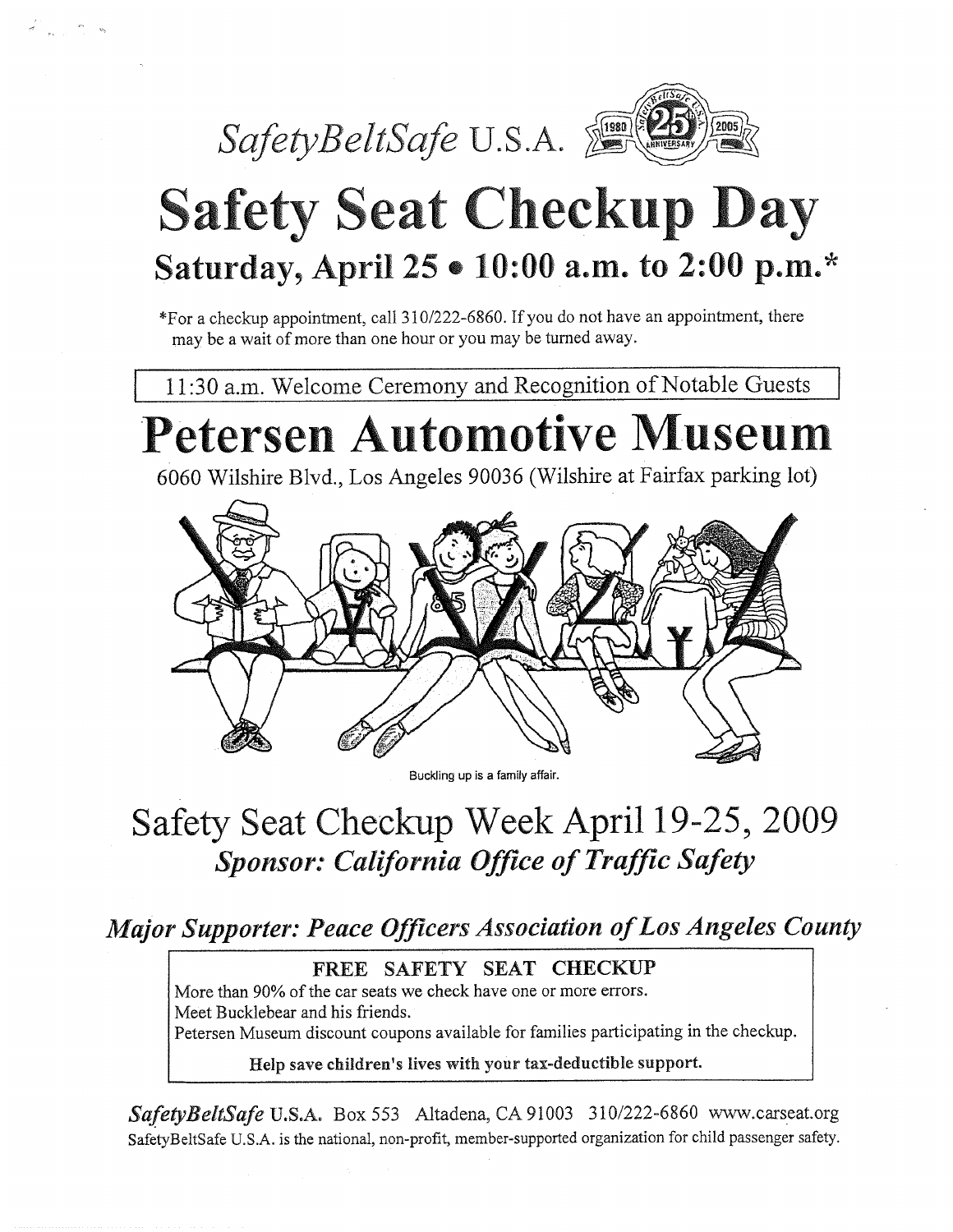*SafetyBeltSafe* U.S.A.

# Safety Seat Checkup Day

## Saturday, April 25 • 10:00 a.m. to 2:00 p.m.*

*For a checkup appointment, call 310/222-6860. If you do not have an appointment, there may be a wait of more than one hour or you may be turned away.

11:30 a.m. Welcome Ceremony and Recognition of Notable Guests

# Petersen Automotive Museum

6060 Wilshire Blvd., Los Angeles 90036 (Wilshire at Fairfax parking lot)

Buckling up is a family affair.

## Safety Seat Checkup Week April 19-25, 2009

***Sponsor: California Office of Traffic Safety***

***Major Supporter: Peace Officers Association of Los Angeles County***

**FREE SAFETY SEAT CHECKUP**

More than 90% of the car seats we check have one or more errors.
Meet Bucklebear and his friends.
Petersen Museum discount coupons available for families participating in the checkup.

**Help save children's lives with your tax-deductible support.**

***SafetyBeltSafe*** **U.S.A.** Box 553 Altadena, CA 91003 310/222-6860 www.carseat.org

SafetyBeltSafe U.S.A. is the national, non-profit, member-supported organization for child passenger safety.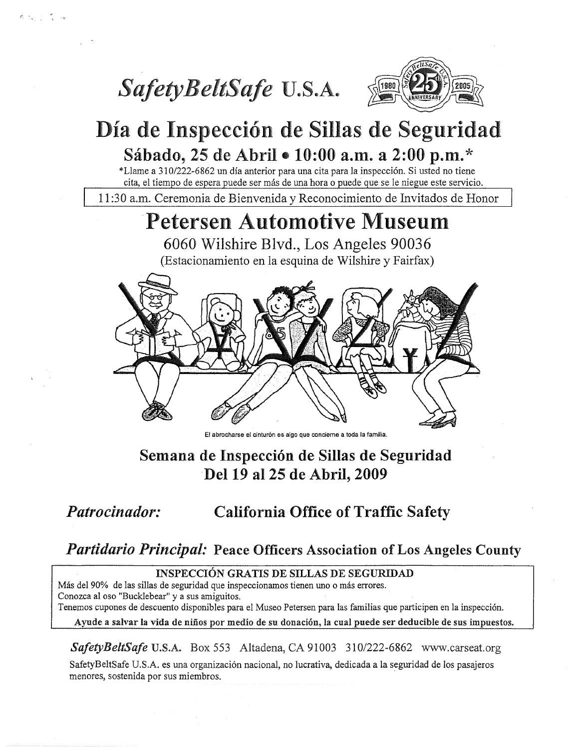# *SafetyBeltSafe* U.S.A.

1980 · SafetyBeltSafe U.S.A. · 25th Anniversary · 2005

# Día de Inspección de Sillas de Seguridad

## Sábado, 25 de Abril • 10:00 a.m. a 2:00 p.m.*

*Llame a 310/222-6862 un día anterior para una cita para la inspección. Si usted no tiene cita, el tiempo de espera puede ser más de una hora o puede que se le niegue este servicio.

11:30 a.m. Ceremonia de Bienvenida y Reconocimiento de Invitados de Honor

# Petersen Automotive Museum

6060 Wilshire Blvd., Los Angeles 90036

(Estacionamiento en la esquina de Wilshire y Fairfax)

El abrocharse el cinturón es algo que concierne a toda la familia.

## Semana de Inspección de Sillas de Seguridad
## Del 19 al 25 de Abril, 2009

***Patrocinador:*** **California Office of Traffic Safety**

***Partidario Principal:*** **Peace Officers Association of Los Angeles County**

**INSPECCIÓN GRATIS DE SILLAS DE SEGURIDAD**

Más del 90% de las sillas de seguridad que inspeccionamos tienen uno o más errores.
Conozca al oso "Bucklebear" y a sus amiguitos.
Tenemos cupones de descuento disponibles para el Museo Petersen para las familias que participen en la inspección.

**Ayude a salvar la vida de niños por medio de su donación, la cual puede ser deducible de sus impuestos.**

***SafetyBeltSafe*** **U.S.A.** Box 553 Altadena, CA 91003 310/222-6862 www.carseat.org

SafetyBeltSafe U.S.A. es una organización nacional, no lucrativa, dedicada a la seguridad de los pasajeros menores, sostenida por sus miembros.